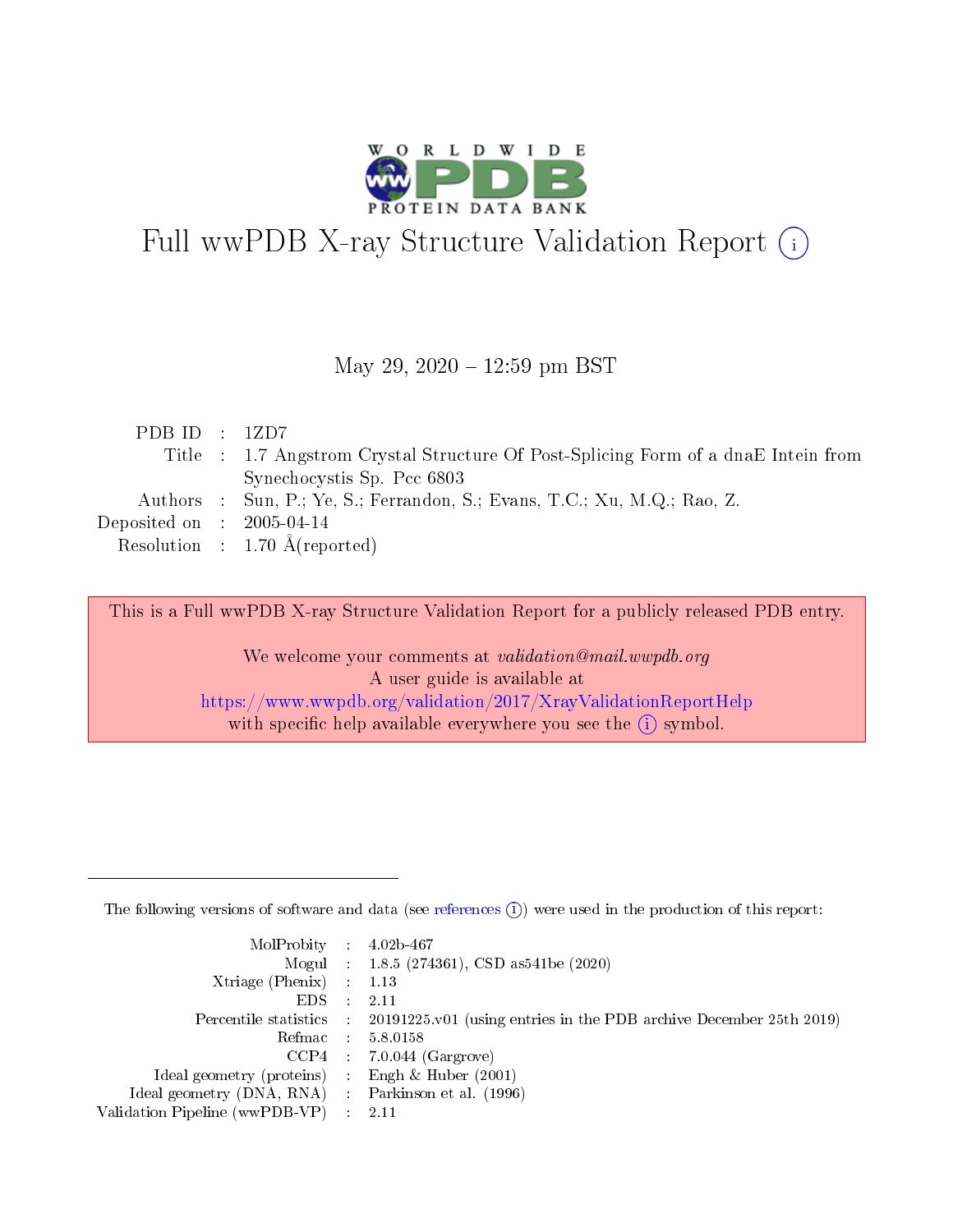# Full wwPDB X-ray Structure Validation Report (i)

May 29, 2020 – 12:59 pm BST

| | | |
|---|---|---|
| PDB ID | : | 1ZD7 |
| Title | : | 1.7 Angstrom Crystal Structure Of Post-Splicing Form of a dnaE Intein from Synechocystis Sp. Pcc 6803 |
| Authors | : | Sun, P.; Ye, S.; Ferrandon, S.; Evans, T.C.; Xu, M.Q.; Rao, Z. |
| Deposited on | : | 2005-04-14 |
| Resolution | : | 1.70 Å(reported) |

This is a Full wwPDB X-ray Structure Validation Report for a publicly released PDB entry.

We welcome your comments at *validation@mail.wwpdb.org*
A user guide is available at
https://www.wwpdb.org/validation/2017/XrayValidationReportHelp
with specific help available everywhere you see the (i) symbol.

---

The following versions of software and data (see references (i)) were used in the production of this report:

| | | |
|---|---|---|
| MolProbity | : | 4.02b-467 |
| Mogul | : | 1.8.5 (274361), CSD as541be (2020) |
| Xtriage (Phenix) | : | 1.13 |
| EDS | : | 2.11 |
| Percentile statistics | : | 20191225.v01 (using entries in the PDB archive December 25th 2019) |
| Refmac | : | 5.8.0158 |
| CCP4 | : | 7.0.044 (Gargrove) |
| Ideal geometry (proteins) | : | Engh & Huber (2001) |
| Ideal geometry (DNA, RNA) | : | Parkinson et al. (1996) |
| Validation Pipeline (wwPDB-VP) | : | 2.11 |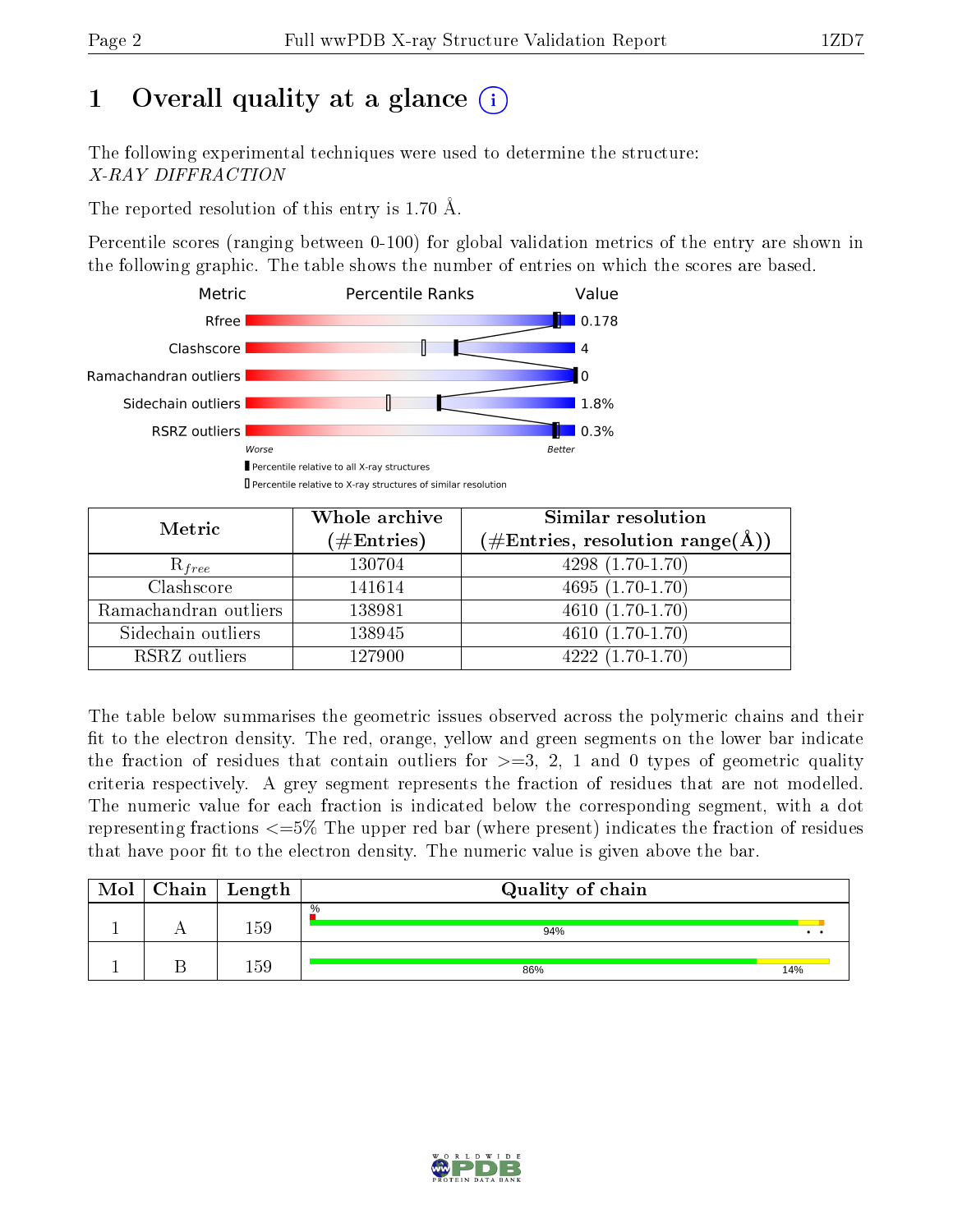# 1 Overall quality at a glance (i)

The following experimental techniques were used to determine the structure:
*X-RAY DIFFRACTION*

The reported resolution of this entry is 1.70 Å.

Percentile scores (ranging between 0-100) for global validation metrics of the entry are shown in the following graphic. The table shows the number of entries on which the scores are based.

| Metric | Value |
|---|---|
| Rfree | 0.178 |
| Clashscore | 4 |
| Ramachandran outliers | 0 |
| Sidechain outliers | 1.8% |
| RSRZ outliers | 0.3% |

Worse — Better

▮ Percentile relative to all X-ray structures
▯ Percentile relative to X-ray structures of similar resolution

| Metric | Whole archive (#Entries) | Similar resolution (#Entries, resolution range(Å)) |
|---|---|---|
| $R_{free}$ | 130704 | 4298 (1.70-1.70) |
| Clashscore | 141614 | 4695 (1.70-1.70) |
| Ramachandran outliers | 138981 | 4610 (1.70-1.70) |
| Sidechain outliers | 138945 | 4610 (1.70-1.70) |
| RSRZ outliers | 127900 | 4222 (1.70-1.70) |

The table below summarises the geometric issues observed across the polymeric chains and their fit to the electron density. The red, orange, yellow and green segments on the lower bar indicate the fraction of residues that contain outliers for >=3, 2, 1 and 0 types of geometric quality criteria respectively. A grey segment represents the fraction of residues that are not modelled. The numeric value for each fraction is indicated below the corresponding segment, with a dot representing fractions <=5% The upper red bar (where present) indicates the fraction of residues that have poor fit to the electron density. The numeric value is given above the bar.

| Mol | Chain | Length | Quality of chain |
|---|---|---|---|
| 1 | A | 159 | % / 94% • • |
| 1 | B | 159 | 86% 14% |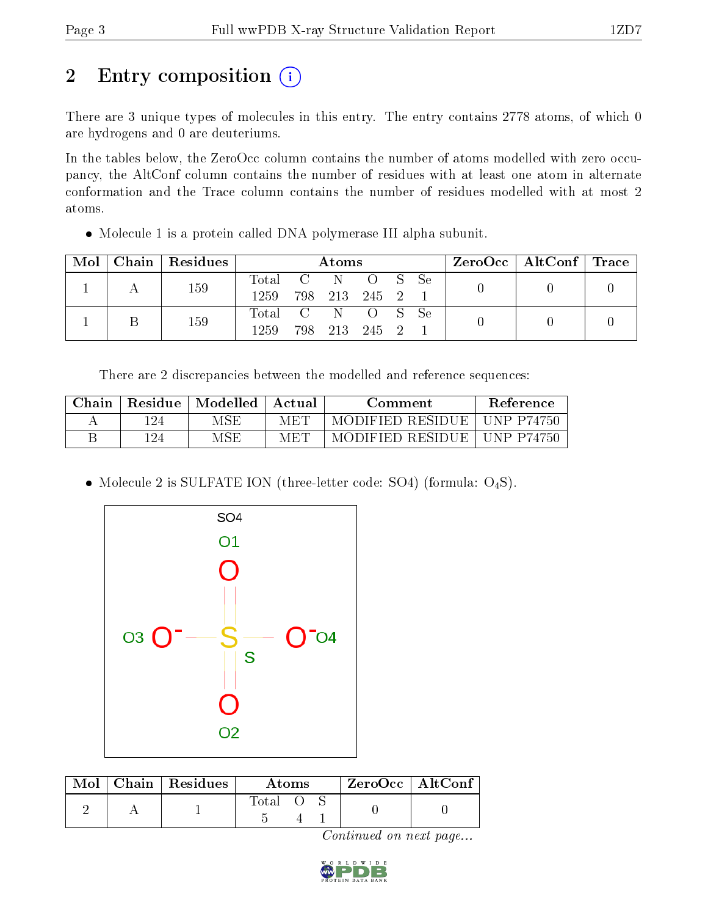# 2 Entry composition

There are 3 unique types of molecules in this entry. The entry contains 2778 atoms, of which 0 are hydrogens and 0 are deuteriums.

In the tables below, the ZeroOcc column contains the number of atoms modelled with zero occupancy, the AltConf column contains the number of residues with at least one atom in alternate conformation and the Trace column contains the number of residues modelled with at most 2 atoms.

- Molecule 1 is a protein called DNA polymerase III alpha subunit.

| Mol | Chain | Residues | Atoms | | | | | | ZeroOcc | AltConf | Trace |
|---|---|---|---|---|---|---|---|---|---|---|---|
| 1 | A | 159 | Total 1259 | C 798 | N 213 | O 245 | S 2 | Se 1 | 0 | 0 | 0 |
| 1 | B | 159 | Total 1259 | C 798 | N 213 | O 245 | S 2 | Se 1 | 0 | 0 | 0 |

There are 2 discrepancies between the modelled and reference sequences:

| Chain | Residue | Modelled | Actual | Comment | Reference |
|---|---|---|---|---|---|
| A | 124 | MSE | MET | MODIFIED RESIDUE | UNP P74750 |
| B | 124 | MSE | MET | MODIFIED RESIDUE | UNP P74750 |

- Molecule 2 is SULFATE ION (three-letter code: SO4) (formula: $O_4S$).

| Mol | Chain | Residues | Atoms | | | ZeroOcc | AltConf |
|---|---|---|---|---|---|---|---|
| 2 | A | 1 | Total 5 | O 4 | S 1 | 0 | 0 |

*Continued on next page...*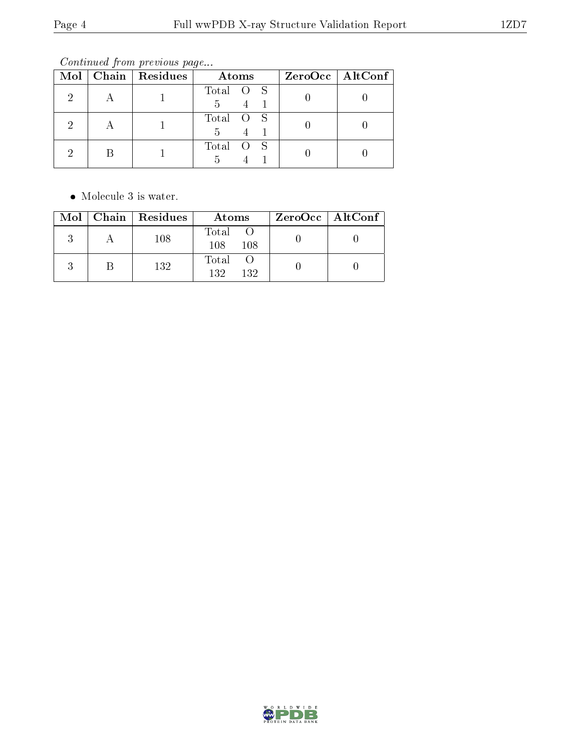*Continued from previous page...*

| Mol | Chain | Residues | Atoms | ZeroOcc | AltConf |
|---|---|---|---|---|---|
| 2 | A | 1 | Total O S<br>5 4 1 | 0 | 0 |
| 2 | A | 1 | Total O S<br>5 4 1 | 0 | 0 |
| 2 | B | 1 | Total O S<br>5 4 1 | 0 | 0 |

- Molecule 3 is water.

| Mol | Chain | Residues | Atoms | ZeroOcc | AltConf |
|---|---|---|---|---|---|
| 3 | A | 108 | Total O<br>108 108 | 0 | 0 |
| 3 | B | 132 | Total O<br>132 132 | 0 | 0 |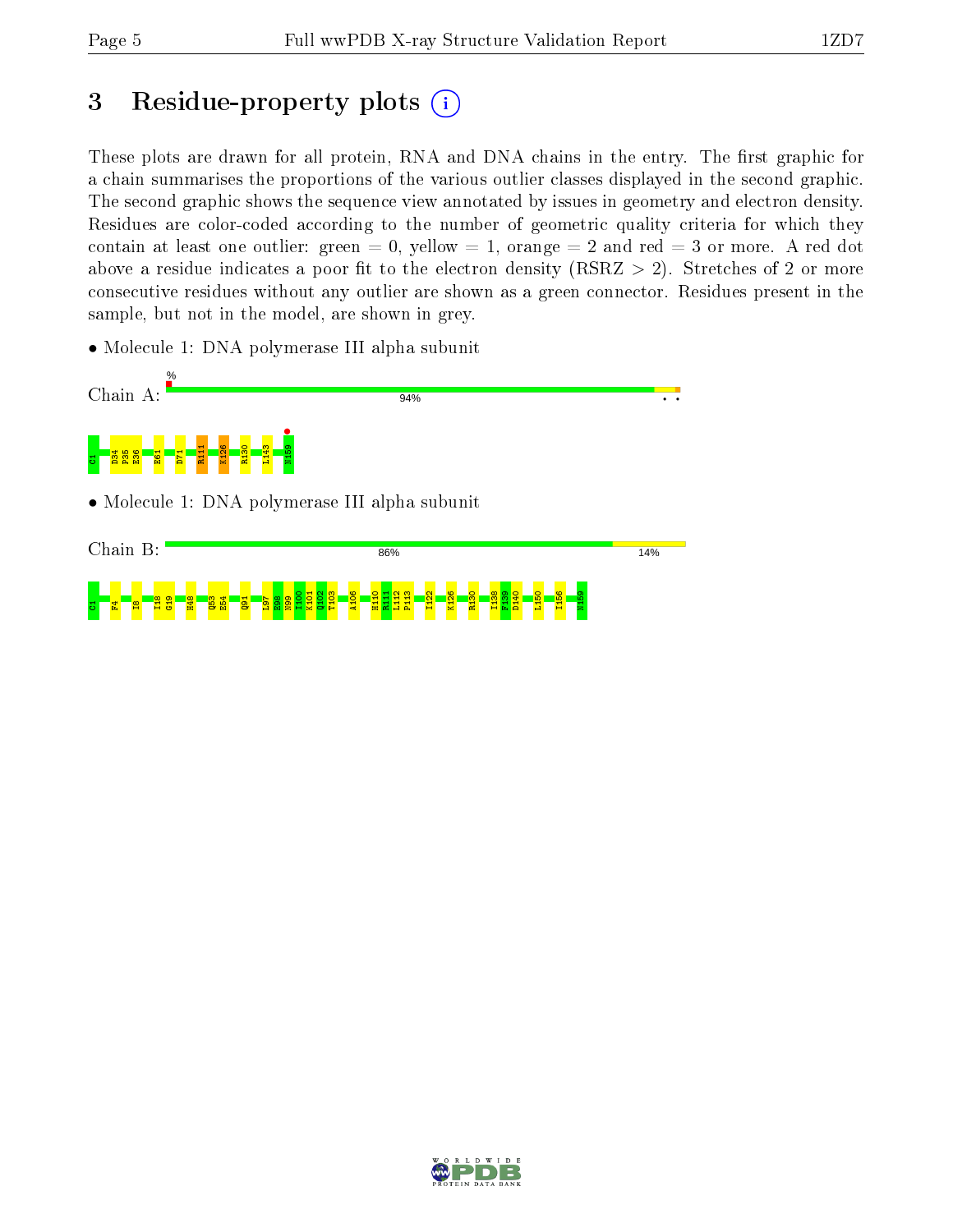# 3 Residue-property plots

These plots are drawn for all protein, RNA and DNA chains in the entry. The first graphic for a chain summarises the proportions of the various outlier classes displayed in the second graphic. The second graphic shows the sequence view annotated by issues in geometry and electron density. Residues are color-coded according to the number of geometric quality criteria for which they contain at least one outlier: green = 0, yellow = 1, orange = 2 and red = 3 or more. A red dot above a residue indicates a poor fit to the electron density (RSRZ > 2). Stretches of 2 or more consecutive residues without any outlier are shown as a green connector. Residues present in the sample, but not in the model, are shown in grey.

- Molecule 1: DNA polymerase III alpha subunit

Chain A: 94%

C1 D34 P35 E36 E61 D71 R111 K126 R130 L143 N159

- Molecule 1: DNA polymerase III alpha subunit

Chain B: 86% 14%

C1 F4 I8 I18 G19 H48 Q53 E54 Q91 L97 E98 N99 I100 K101 Q102 T103 A106 H110 R111 L112 P113 I122 K126 R130 I138 F139 D140 L150 I156 N159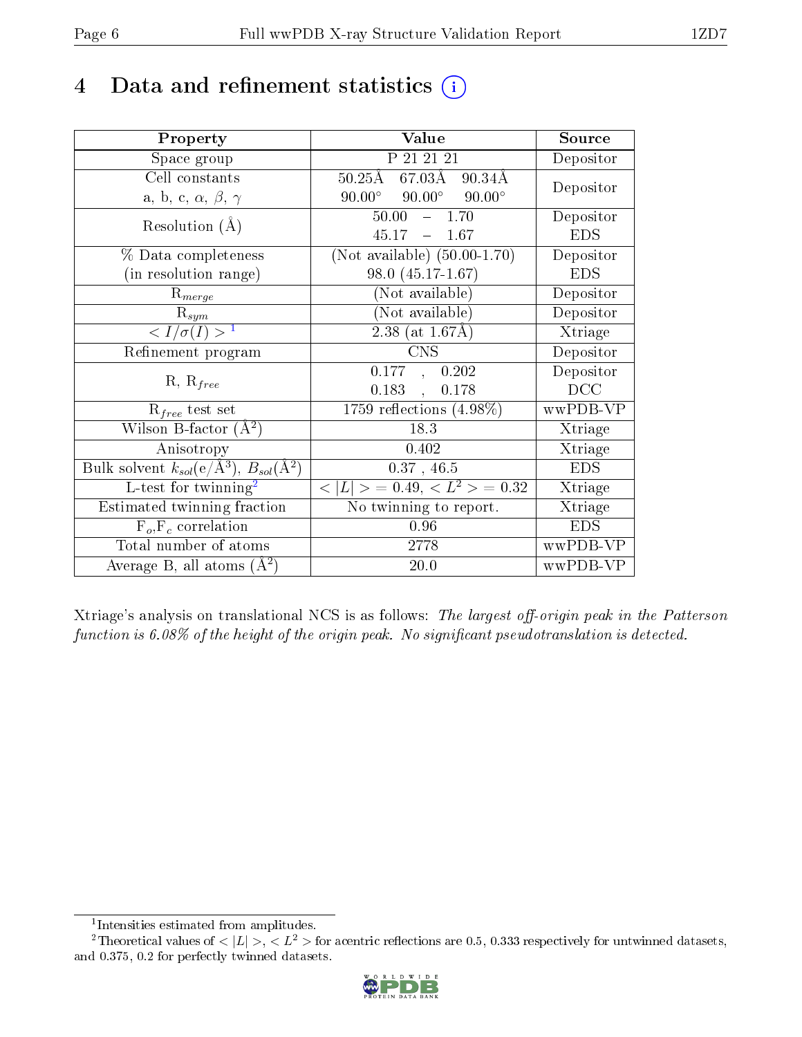# 4 Data and refinement statistics (i)

| Property | Value | Source |
|---|---|---|
| Space group | P 21 21 21 | Depositor |
| Cell constants<br>a, b, c, $\alpha$, $\beta$, $\gamma$ | 50.25Å 67.03Å 90.34Å<br>90.00° 90.00° 90.00° | Depositor |
| Resolution (Å) | 50.00 – 1.70<br>45.17 – 1.67 | Depositor<br>EDS |
| % Data completeness<br>(in resolution range) | (Not available) (50.00-1.70)<br>98.0 (45.17-1.67) | Depositor<br>EDS |
| $R_{merge}$ | (Not available) | Depositor |
| $R_{sym}$ | (Not available) | Depositor |
| $< I/\sigma(I) >$ [1] | 2.38 (at 1.67Å) | Xtriage |
| Refinement program | CNS | Depositor |
| R, $R_{free}$ | 0.177 , 0.202<br>0.183 , 0.178 | Depositor<br>DCC |
| $R_{free}$ test set | 1759 reflections (4.98%) | wwPDB-VP |
| Wilson B-factor (Å$^2$) | 18.3 | Xtriage |
| Anisotropy | 0.402 | Xtriage |
| Bulk solvent $k_{sol}$(e/Å$^3$), $B_{sol}$(Å$^2$) | 0.37 , 46.5 | EDS |
| L-test for twinning[2] | $< \|L\| >$ = 0.49, $< L^2 >$ = 0.32 | Xtriage |
| Estimated twinning fraction | No twinning to report. | Xtriage |
| $F_o$,$F_c$ correlation | 0.96 | EDS |
| Total number of atoms | 2778 | wwPDB-VP |
| Average B, all atoms (Å$^2$) | 20.0 | wwPDB-VP |

Xtriage's analysis on translational NCS is as follows: *The largest off-origin peak in the Patterson function is 6.08% of the height of the origin peak. No significant pseudotranslation is detected.*

[1] Intensities estimated from amplitudes.

[2] Theoretical values of $< |L| >$, $< L^2 >$ for acentric reflections are 0.5, 0.333 respectively for untwinned datasets, and 0.375, 0.2 for perfectly twinned datasets.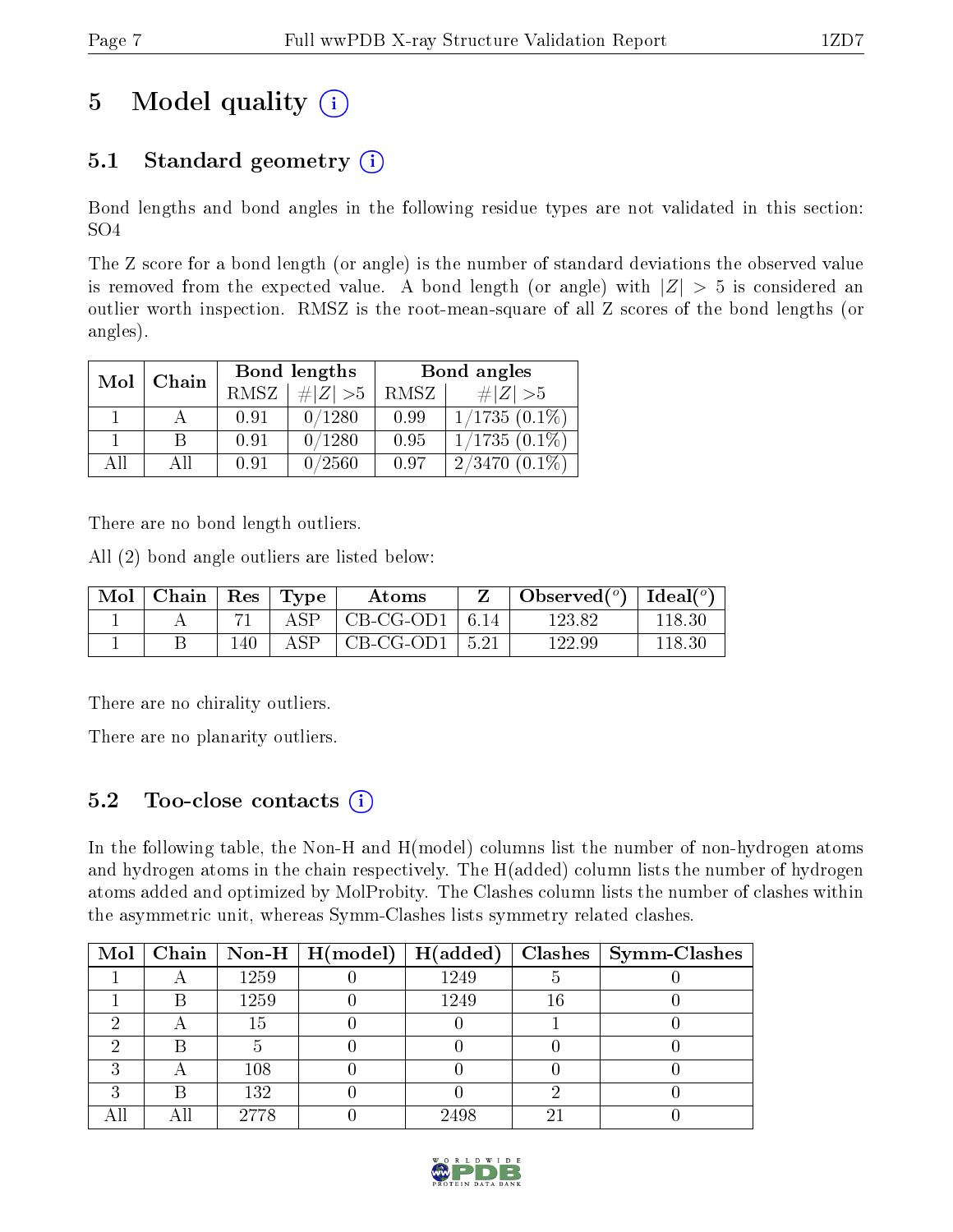# 5 Model quality (i)

## 5.1 Standard geometry (i)

Bond lengths and bond angles in the following residue types are not validated in this section: SO4

The Z score for a bond length (or angle) is the number of standard deviations the observed value is removed from the expected value. A bond length (or angle) with $|Z| > 5$ is considered an outlier worth inspection. RMSZ is the root-mean-square of all Z scores of the bond lengths (or angles).

| Mol | Chain | Bond lengths | | Bond angles | |
|---|---|---|---|---|---|
| | | RMSZ | $\#\|Z\| > 5$ | RMSZ | $\#\|Z\| > 5$ |
| 1 | A | 0.91 | 0/1280 | 0.99 | 1/1735 (0.1%) |
| 1 | B | 0.91 | 0/1280 | 0.95 | 1/1735 (0.1%) |
| All | All | 0.91 | 0/2560 | 0.97 | 2/3470 (0.1%) |

There are no bond length outliers.

All (2) bond angle outliers are listed below:

| Mol | Chain | Res | Type | Atoms | Z | Observed(°) | Ideal(°) |
|---|---|---|---|---|---|---|---|
| 1 | A | 71 | ASP | CB-CG-OD1 | 6.14 | 123.82 | 118.30 |
| 1 | B | 140 | ASP | CB-CG-OD1 | 5.21 | 122.99 | 118.30 |

There are no chirality outliers.

There are no planarity outliers.

## 5.2 Too-close contacts (i)

In the following table, the Non-H and H(model) columns list the number of non-hydrogen atoms and hydrogen atoms in the chain respectively. The H(added) column lists the number of hydrogen atoms added and optimized by MolProbity. The Clashes column lists the number of clashes within the asymmetric unit, whereas Symm-Clashes lists symmetry related clashes.

| Mol | Chain | Non-H | H(model) | H(added) | Clashes | Symm-Clashes |
|---|---|---|---|---|---|---|
| 1 | A | 1259 | 0 | 1249 | 5 | 0 |
| 1 | B | 1259 | 0 | 1249 | 16 | 0 |
| 2 | A | 15 | 0 | 0 | 1 | 0 |
| 2 | B | 5 | 0 | 0 | 0 | 0 |
| 3 | A | 108 | 0 | 0 | 0 | 0 |
| 3 | B | 132 | 0 | 0 | 2 | 0 |
| All | All | 2778 | 0 | 2498 | 21 | 0 |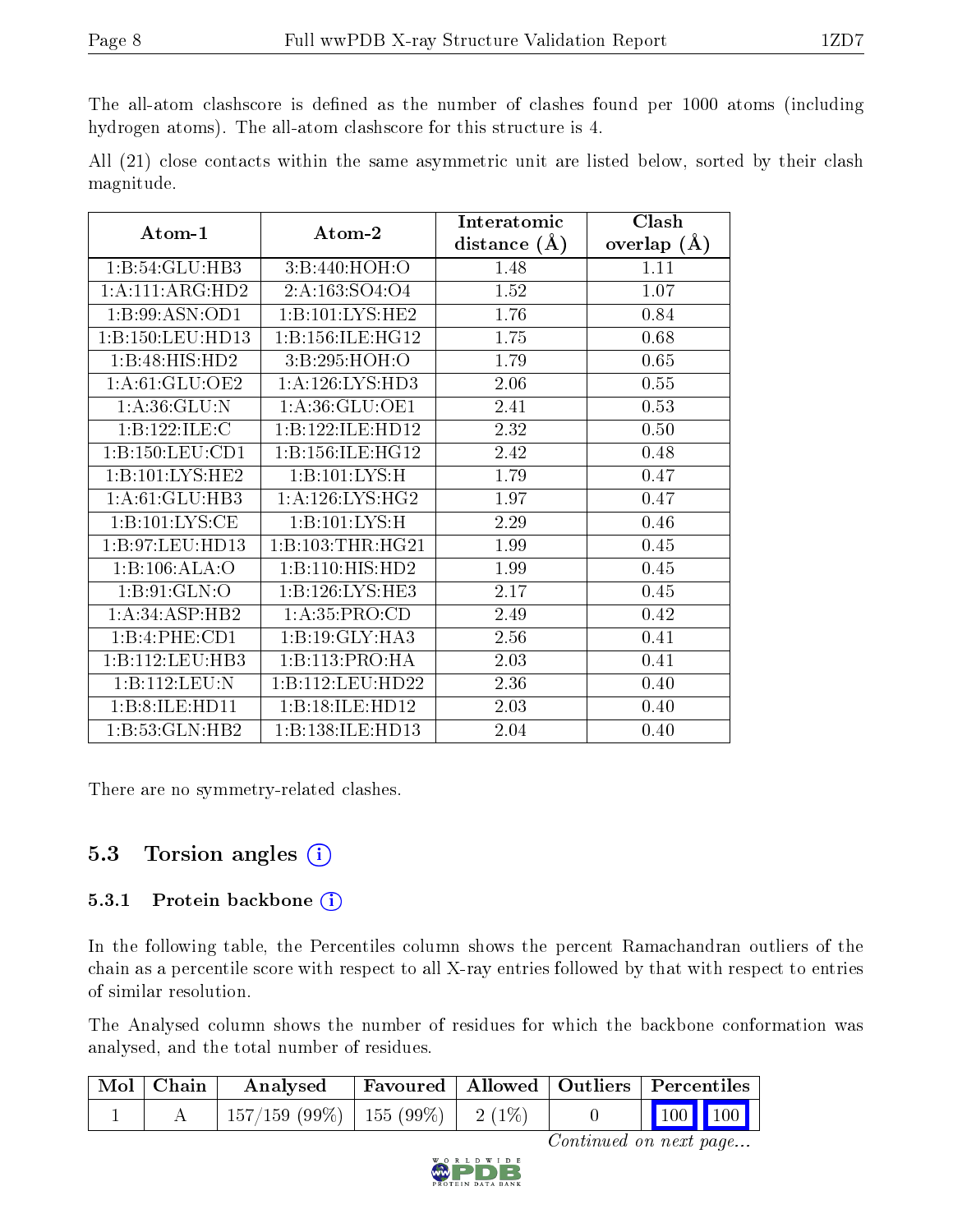The all-atom clashscore is defined as the number of clashes found per 1000 atoms (including hydrogen atoms). The all-atom clashscore for this structure is 4.

All (21) close contacts within the same asymmetric unit are listed below, sorted by their clash magnitude.

| Atom-1 | Atom-2 | Interatomic distance (Å) | Clash overlap (Å) |
|---|---|---|---|
| 1:B:54:GLU:HB3 | 3:B:440:HOH:O | 1.48 | 1.11 |
| 1:A:111:ARG:HD2 | 2:A:163:SO4:O4 | 1.52 | 1.07 |
| 1:B:99:ASN:OD1 | 1:B:101:LYS:HE2 | 1.76 | 0.84 |
| 1:B:150:LEU:HD13 | 1:B:156:ILE:HG12 | 1.75 | 0.68 |
| 1:B:48:HIS:HD2 | 3:B:295:HOH:O | 1.79 | 0.65 |
| 1:A:61:GLU:OE2 | 1:A:126:LYS:HD3 | 2.06 | 0.55 |
| 1:A:36:GLU:N | 1:A:36:GLU:OE1 | 2.41 | 0.53 |
| 1:B:122:ILE:C | 1:B:122:ILE:HD12 | 2.32 | 0.50 |
| 1:B:150:LEU:CD1 | 1:B:156:ILE:HG12 | 2.42 | 0.48 |
| 1:B:101:LYS:HE2 | 1:B:101:LYS:H | 1.79 | 0.47 |
| 1:A:61:GLU:HB3 | 1:A:126:LYS:HG2 | 1.97 | 0.47 |
| 1:B:101:LYS:CE | 1:B:101:LYS:H | 2.29 | 0.46 |
| 1:B:97:LEU:HD13 | 1:B:103:THR:HG21 | 1.99 | 0.45 |
| 1:B:106:ALA:O | 1:B:110:HIS:HD2 | 1.99 | 0.45 |
| 1:B:91:GLN:O | 1:B:126:LYS:HE3 | 2.17 | 0.45 |
| 1:A:34:ASP:HB2 | 1:A:35:PRO:CD | 2.49 | 0.42 |
| 1:B:4:PHE:CD1 | 1:B:19:GLY:HA3 | 2.56 | 0.41 |
| 1:B:112:LEU:HB3 | 1:B:113:PRO:HA | 2.03 | 0.41 |
| 1:B:112:LEU:N | 1:B:112:LEU:HD22 | 2.36 | 0.40 |
| 1:B:8:ILE:HD11 | 1:B:18:ILE:HD12 | 2.03 | 0.40 |
| 1:B:53:GLN:HB2 | 1:B:138:ILE:HD13 | 2.04 | 0.40 |

There are no symmetry-related clashes.

## 5.3 Torsion angles

### 5.3.1 Protein backbone

In the following table, the Percentiles column shows the percent Ramachandran outliers of the chain as a percentile score with respect to all X-ray entries followed by that with respect to entries of similar resolution.

The Analysed column shows the number of residues for which the backbone conformation was analysed, and the total number of residues.

| Mol | Chain | Analysed | Favoured | Allowed | Outliers | Percentiles | |
|---|---|---|---|---|---|---|---|
| 1 | A | 157/159 (99%) | 155 (99%) | 2 (1%) | 0 | 100 | 100 |

*Continued on next page...*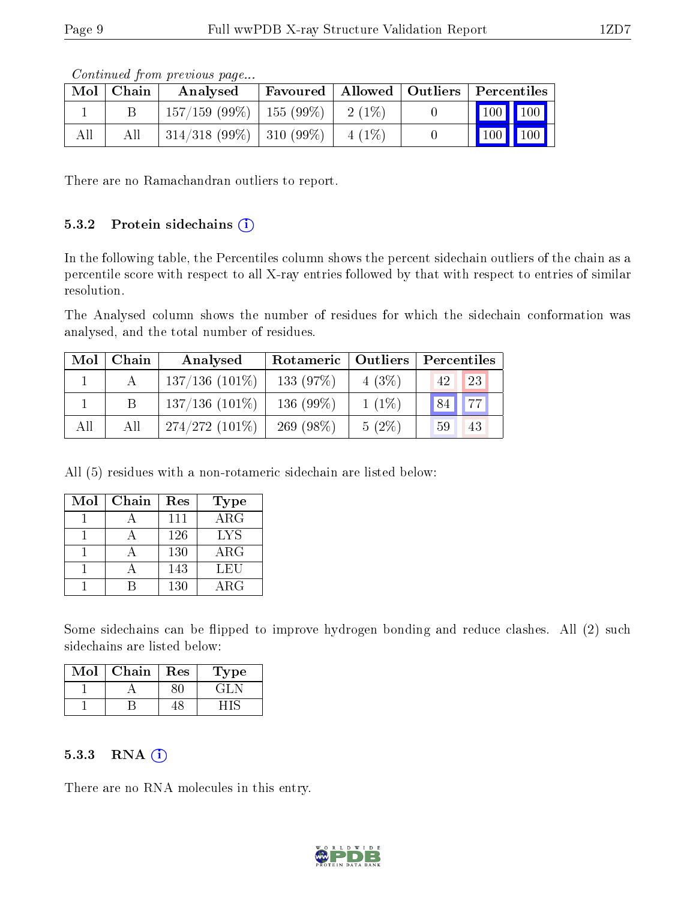*Continued from previous page...*

| Mol | Chain | Analysed | Favoured | Allowed | Outliers | Percentiles | |
|---|---|---|---|---|---|---|---|
| 1 | B | 157/159 (99%) | 155 (99%) | 2 (1%) | 0 | 100 | 100 |
| All | All | 314/318 (99%) | 310 (99%) | 4 (1%) | 0 | 100 | 100 |

There are no Ramachandran outliers to report.

### 5.3.2 Protein sidechains

In the following table, the Percentiles column shows the percent sidechain outliers of the chain as a percentile score with respect to all X-ray entries followed by that with respect to entries of similar resolution.

The Analysed column shows the number of residues for which the sidechain conformation was analysed, and the total number of residues.

| Mol | Chain | Analysed | Rotameric | Outliers | Percentiles | |
|---|---|---|---|---|---|---|
| 1 | A | 137/136 (101%) | 133 (97%) | 4 (3%) | 42 | 23 |
| 1 | B | 137/136 (101%) | 136 (99%) | 1 (1%) | 84 | 77 |
| All | All | 274/272 (101%) | 269 (98%) | 5 (2%) | 59 | 43 |

All (5) residues with a non-rotameric sidechain are listed below:

| Mol | Chain | Res | Type |
|---|---|---|---|
| 1 | A | 111 | ARG |
| 1 | A | 126 | LYS |
| 1 | A | 130 | ARG |
| 1 | A | 143 | LEU |
| 1 | B | 130 | ARG |

Some sidechains can be flipped to improve hydrogen bonding and reduce clashes. All (2) such sidechains are listed below:

| Mol | Chain | Res | Type |
|---|---|---|---|
| 1 | A | 80 | GLN |
| 1 | B | 48 | HIS |

### 5.3.3 RNA

There are no RNA molecules in this entry.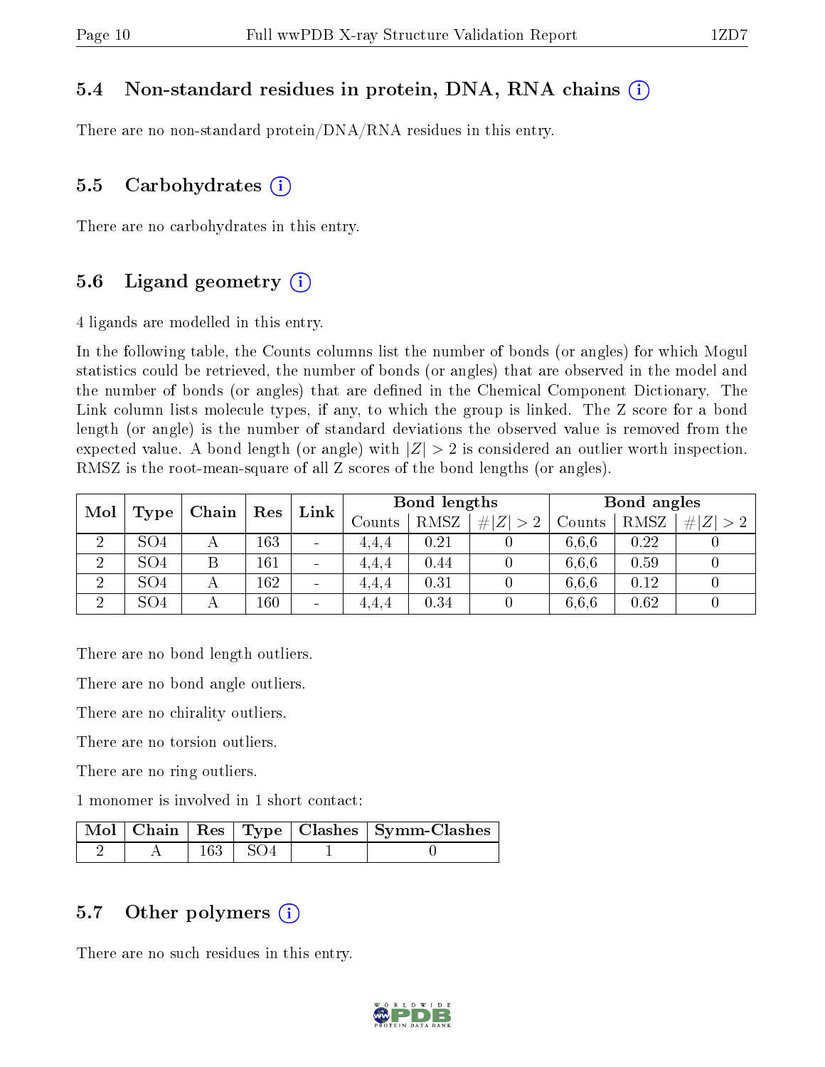### 5.4 Non-standard residues in protein, DNA, RNA chains (i)

There are no non-standard protein/DNA/RNA residues in this entry.

### 5.5 Carbohydrates (i)

There are no carbohydrates in this entry.

### 5.6 Ligand geometry (i)

4 ligands are modelled in this entry.

In the following table, the Counts columns list the number of bonds (or angles) for which Mogul statistics could be retrieved, the number of bonds (or angles) that are observed in the model and the number of bonds (or angles) that are defined in the Chemical Component Dictionary. The Link column lists molecule types, if any, to which the group is linked. The Z score for a bond length (or angle) is the number of standard deviations the observed value is removed from the expected value. A bond length (or angle) with $|Z| > 2$ is considered an outlier worth inspection. RMSZ is the root-mean-square of all Z scores of the bond lengths (or angles).

| Mol | Type | Chain | Res | Link | Bond lengths | | | Bond angles | | |
|---|---|---|---|---|---|---|---|---|---|---|
| | | | | | Counts | RMSZ | $\#\|Z\| > 2$ | Counts | RMSZ | $\#\|Z\| > 2$ |
| 2 | SO4 | A | 163 | - | 4,4,4 | 0.21 | 0 | 6,6,6 | 0.22 | 0 |
| 2 | SO4 | B | 161 | - | 4,4,4 | 0.44 | 0 | 6,6,6 | 0.59 | 0 |
| 2 | SO4 | A | 162 | - | 4,4,4 | 0.31 | 0 | 6,6,6 | 0.12 | 0 |
| 2 | SO4 | A | 160 | - | 4,4,4 | 0.34 | 0 | 6,6,6 | 0.62 | 0 |

There are no bond length outliers.

There are no bond angle outliers.

There are no chirality outliers.

There are no torsion outliers.

There are no ring outliers.

1 monomer is involved in 1 short contact:

| Mol | Chain | Res | Type | Clashes | Symm-Clashes |
|---|---|---|---|---|---|
| 2 | A | 163 | SO4 | 1 | 0 |

### 5.7 Other polymers (i)

There are no such residues in this entry.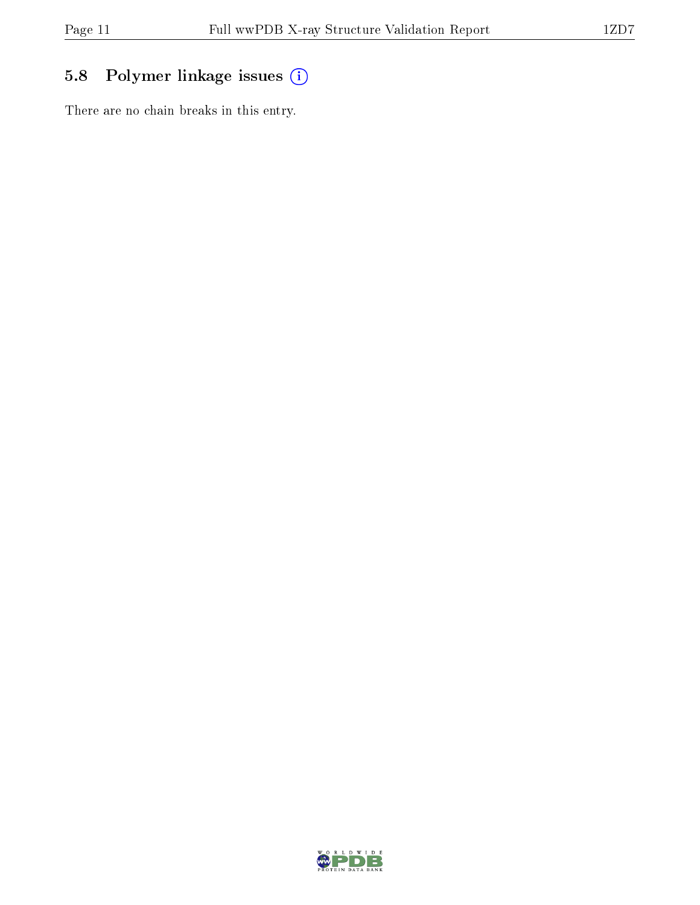## 5.8 Polymer linkage issues

There are no chain breaks in this entry.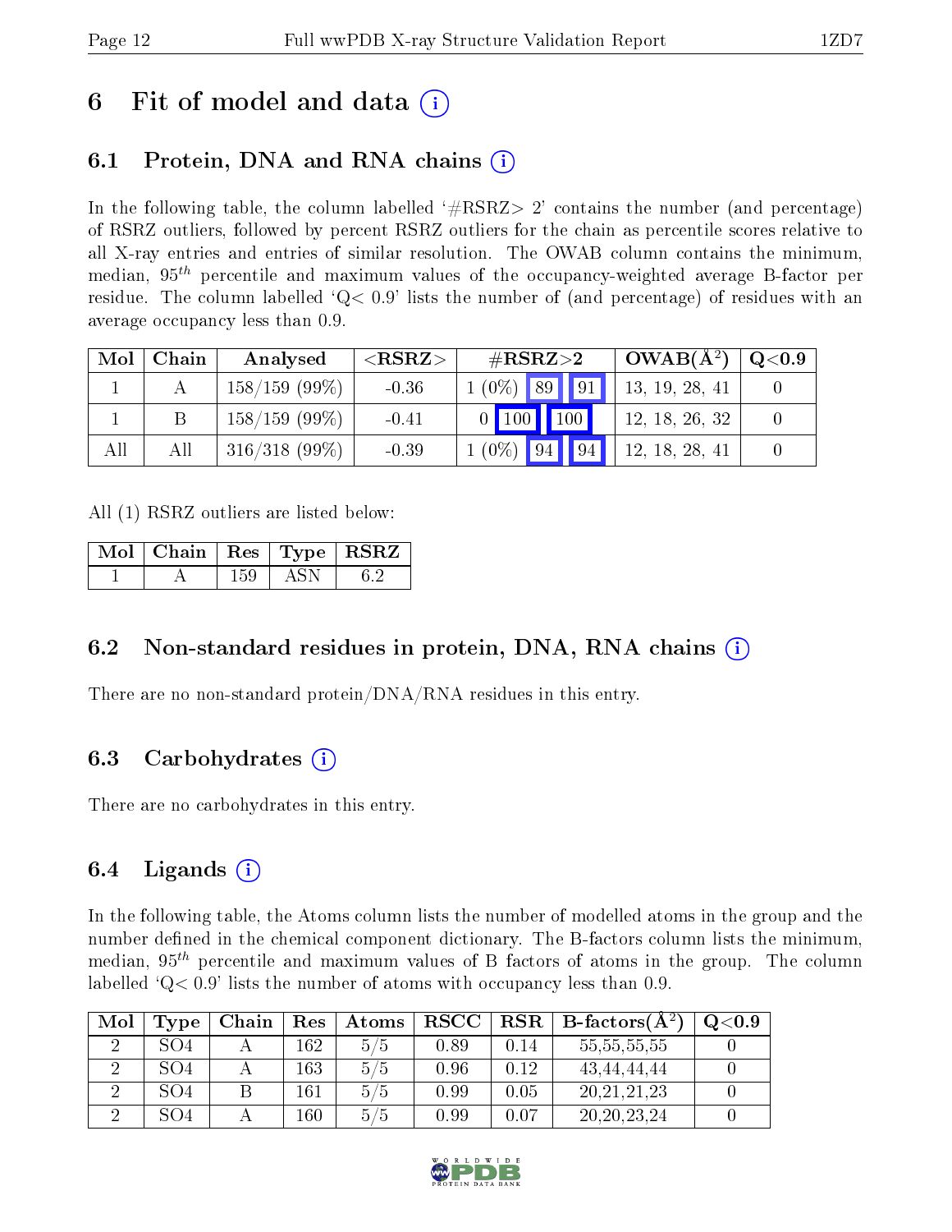# 6 Fit of model and data (i)

## 6.1 Protein, DNA and RNA chains (i)

In the following table, the column labelled '#RSRZ> 2' contains the number (and percentage) of RSRZ outliers, followed by percent RSRZ outliers for the chain as percentile scores relative to all X-ray entries and entries of similar resolution. The OWAB column contains the minimum, median, $95^{th}$ percentile and maximum values of the occupancy-weighted average B-factor per residue. The column labelled 'Q< 0.9' lists the number of (and percentage) of residues with an average occupancy less than 0.9.

| Mol | Chain | Analysed | <RSRZ> | #RSRZ>2 | | | OWAB(Å$^2$) | Q<0.9 |
|---|---|---|---|---|---|---|---|---|
| 1 | A | 158/159 (99%) | -0.36 | 1 (0%) | 89 | 91 | 13, 19, 28, 41 | 0 |
| 1 | B | 158/159 (99%) | -0.41 | 0 | 100 | 100 | 12, 18, 26, 32 | 0 |
| All | All | 316/318 (99%) | -0.39 | 1 (0%) | 94 | 94 | 12, 18, 28, 41 | 0 |

All (1) RSRZ outliers are listed below:

| Mol | Chain | Res | Type | RSRZ |
|---|---|---|---|---|
| 1 | A | 159 | ASN | 6.2 |

## 6.2 Non-standard residues in protein, DNA, RNA chains (i)

There are no non-standard protein/DNA/RNA residues in this entry.

## 6.3 Carbohydrates (i)

There are no carbohydrates in this entry.

## 6.4 Ligands (i)

In the following table, the Atoms column lists the number of modelled atoms in the group and the number defined in the chemical component dictionary. The B-factors column lists the minimum, median, $95^{th}$ percentile and maximum values of B factors of atoms in the group. The column labelled 'Q< 0.9' lists the number of atoms with occupancy less than 0.9.

| Mol | Type | Chain | Res | Atoms | RSCC | RSR | B-factors(Å$^2$) | Q<0.9 |
|---|---|---|---|---|---|---|---|---|
| 2 | SO4 | A | 162 | 5/5 | 0.89 | 0.14 | 55,55,55,55 | 0 |
| 2 | SO4 | A | 163 | 5/5 | 0.96 | 0.12 | 43,44,44,44 | 0 |
| 2 | SO4 | B | 161 | 5/5 | 0.99 | 0.05 | 20,21,21,23 | 0 |
| 2 | SO4 | A | 160 | 5/5 | 0.99 | 0.07 | 20,20,23,24 | 0 |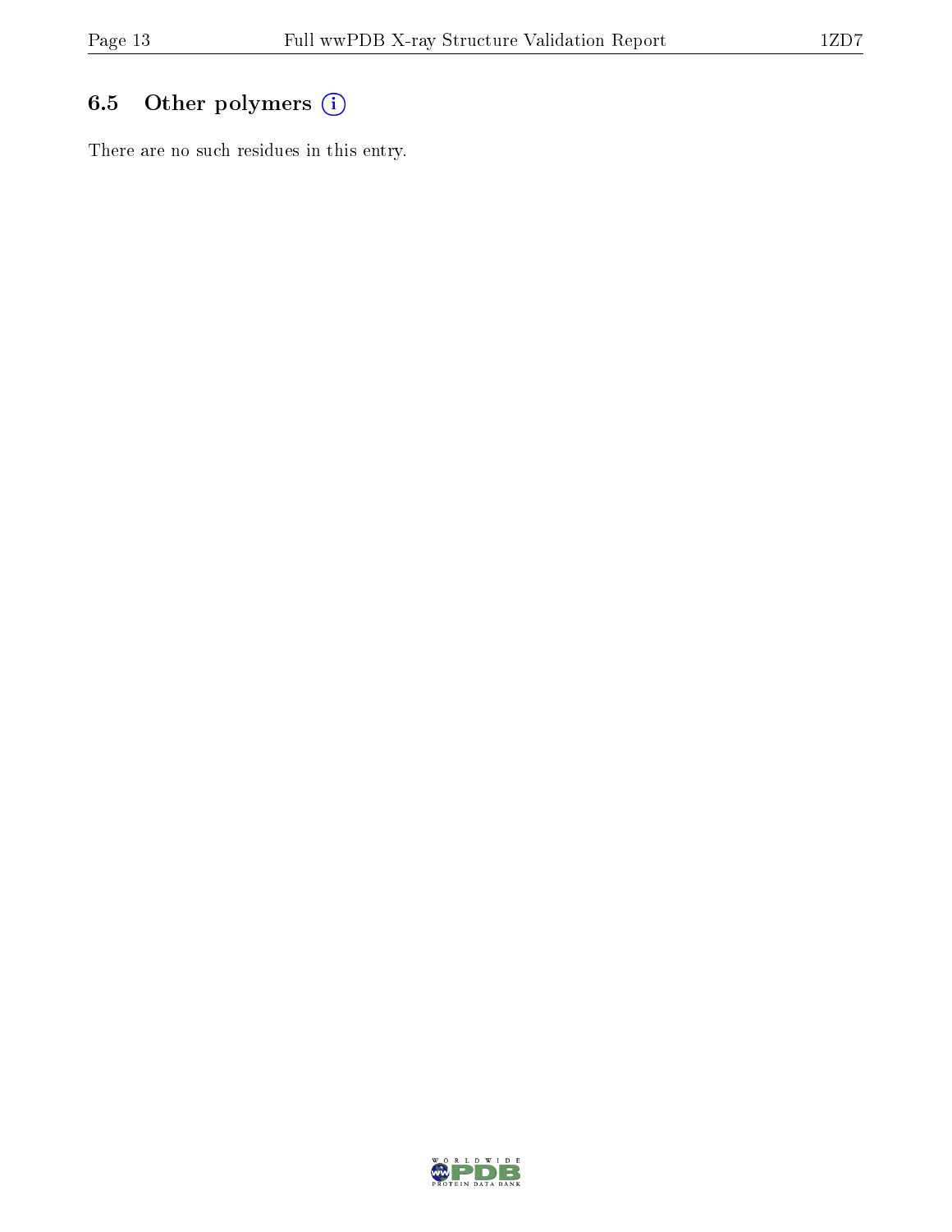### 6.5 Other polymers

There are no such residues in this entry.